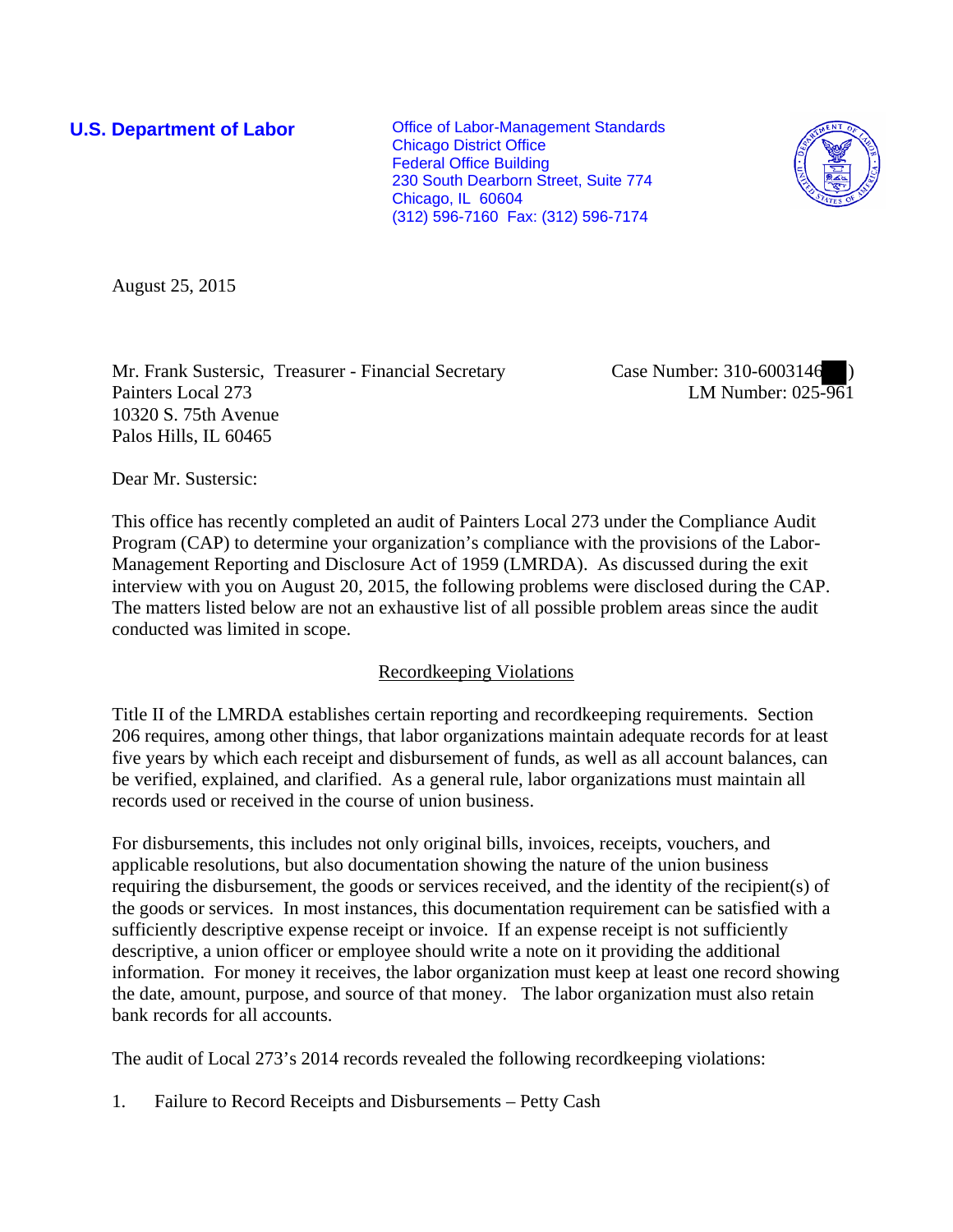**U.S. Department of Labor**

Office of Labor-Management Standards
Chicago District Office
Federal Office Building
230 South Dearborn Street, Suite 774
Chicago, IL 60604
(312) 596-7160 Fax: (312) 596-7174

August 25, 2015

Mr. Frank Sustersic, Treasurer - Financial Secretary
Painters Local 273
10320 S. 75th Avenue
Palos Hills, IL 60465

Case Number: 310-6003146█ )
LM Number: 025-961

Dear Mr. Sustersic:

This office has recently completed an audit of Painters Local 273 under the Compliance Audit Program (CAP) to determine your organization's compliance with the provisions of the Labor-Management Reporting and Disclosure Act of 1959 (LMRDA). As discussed during the exit interview with you on August 20, 2015, the following problems were disclosed during the CAP. The matters listed below are not an exhaustive list of all possible problem areas since the audit conducted was limited in scope.

## Recordkeeping Violations

Title II of the LMRDA establishes certain reporting and recordkeeping requirements. Section 206 requires, among other things, that labor organizations maintain adequate records for at least five years by which each receipt and disbursement of funds, as well as all account balances, can be verified, explained, and clarified. As a general rule, labor organizations must maintain all records used or received in the course of union business.

For disbursements, this includes not only original bills, invoices, receipts, vouchers, and applicable resolutions, but also documentation showing the nature of the union business requiring the disbursement, the goods or services received, and the identity of the recipient(s) of the goods or services. In most instances, this documentation requirement can be satisfied with a sufficiently descriptive expense receipt or invoice. If an expense receipt is not sufficiently descriptive, a union officer or employee should write a note on it providing the additional information. For money it receives, the labor organization must keep at least one record showing the date, amount, purpose, and source of that money. The labor organization must also retain bank records for all accounts.

The audit of Local 273's 2014 records revealed the following recordkeeping violations:

1. Failure to Record Receipts and Disbursements – Petty Cash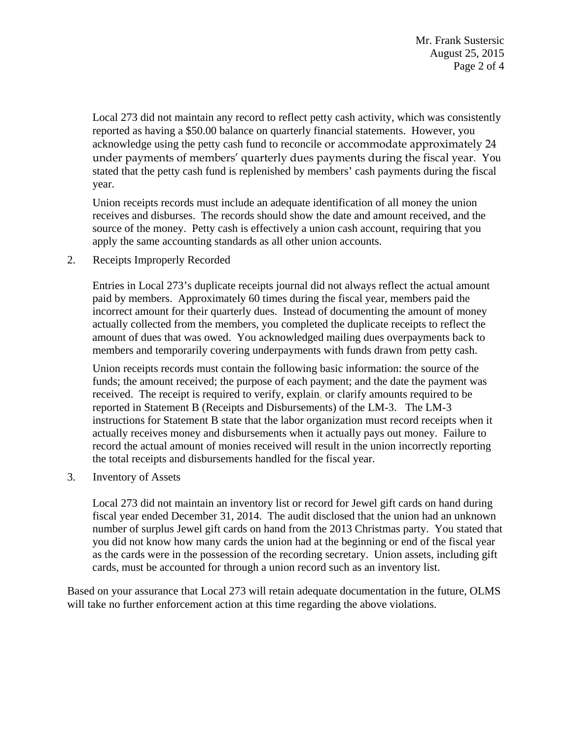Local 273 did not maintain any record to reflect petty cash activity, which was consistently reported as having a $50.00 balance on quarterly financial statements. However, you acknowledge using the petty cash fund to reconcile or accommodate approximately 24 under payments of members' quarterly dues payments during the fiscal year. You stated that the petty cash fund is replenished by members' cash payments during the fiscal year.

Union receipts records must include an adequate identification of all money the union receives and disburses. The records should show the date and amount received, and the source of the money. Petty cash is effectively a union cash account, requiring that you apply the same accounting standards as all other union accounts.

2. Receipts Improperly Recorded

   Entries in Local 273's duplicate receipts journal did not always reflect the actual amount paid by members. Approximately 60 times during the fiscal year, members paid the incorrect amount for their quarterly dues. Instead of documenting the amount of money actually collected from the members, you completed the duplicate receipts to reflect the amount of dues that was owed. You acknowledged mailing dues overpayments back to members and temporarily covering underpayments with funds drawn from petty cash.

   Union receipts records must contain the following basic information: the source of the funds; the amount received; the purpose of each payment; and the date the payment was received. The receipt is required to verify, explain, or clarify amounts required to be reported in Statement B (Receipts and Disbursements) of the LM-3. The LM-3 instructions for Statement B state that the labor organization must record receipts when it actually receives money and disbursements when it actually pays out money. Failure to record the actual amount of monies received will result in the union incorrectly reporting the total receipts and disbursements handled for the fiscal year.

3. Inventory of Assets

   Local 273 did not maintain an inventory list or record for Jewel gift cards on hand during fiscal year ended December 31, 2014. The audit disclosed that the union had an unknown number of surplus Jewel gift cards on hand from the 2013 Christmas party. You stated that you did not know how many cards the union had at the beginning or end of the fiscal year as the cards were in the possession of the recording secretary. Union assets, including gift cards, must be accounted for through a union record such as an inventory list.

Based on your assurance that Local 273 will retain adequate documentation in the future, OLMS will take no further enforcement action at this time regarding the above violations.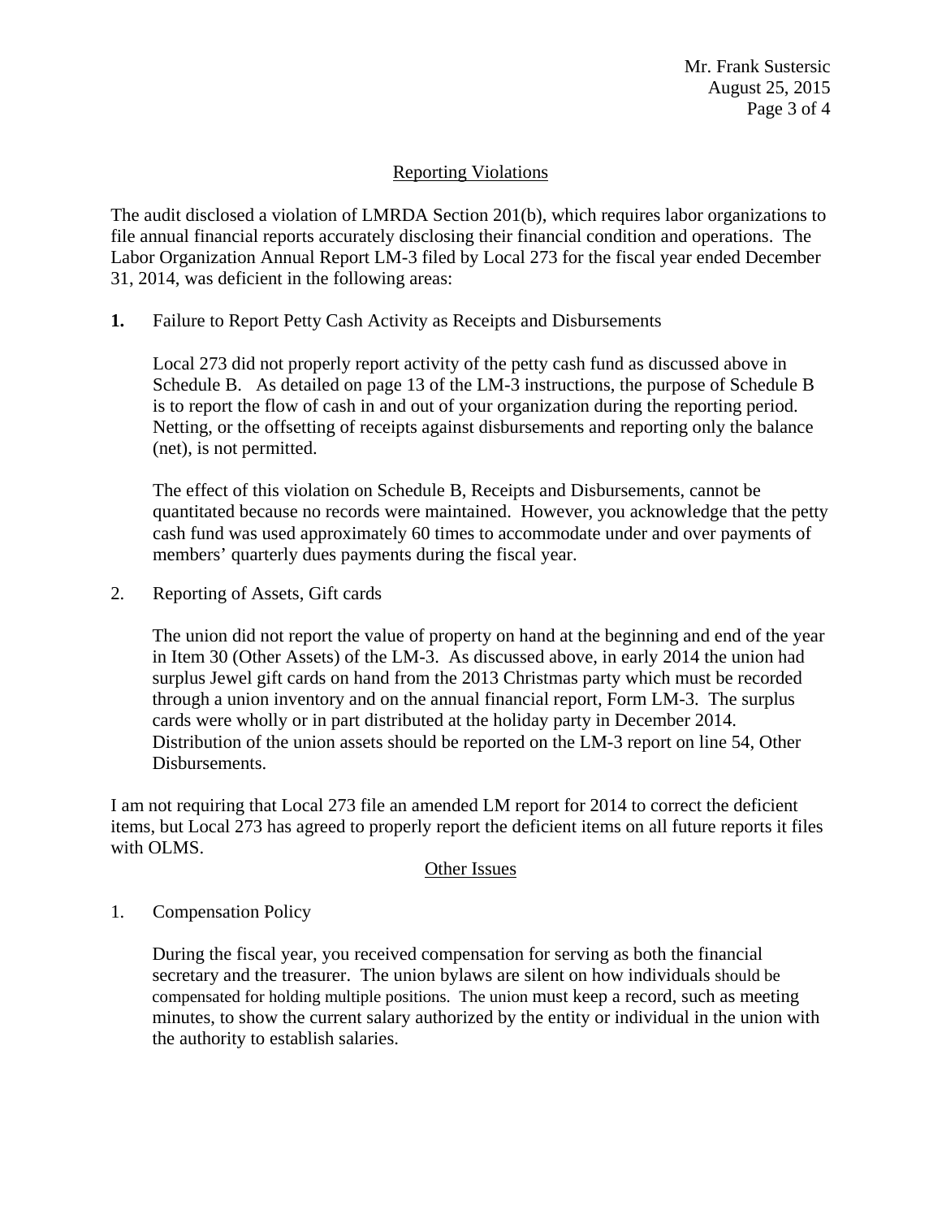## Reporting Violations

The audit disclosed a violation of LMRDA Section 201(b), which requires labor organizations to file annual financial reports accurately disclosing their financial condition and operations. The Labor Organization Annual Report LM-3 filed by Local 273 for the fiscal year ended December 31, 2014, was deficient in the following areas:

**1.** Failure to Report Petty Cash Activity as Receipts and Disbursements

Local 273 did not properly report activity of the petty cash fund as discussed above in Schedule B. As detailed on page 13 of the LM-3 instructions, the purpose of Schedule B is to report the flow of cash in and out of your organization during the reporting period. Netting, or the offsetting of receipts against disbursements and reporting only the balance (net), is not permitted.

The effect of this violation on Schedule B, Receipts and Disbursements, cannot be quantitated because no records were maintained. However, you acknowledge that the petty cash fund was used approximately 60 times to accommodate under and over payments of members' quarterly dues payments during the fiscal year.

2. Reporting of Assets, Gift cards

The union did not report the value of property on hand at the beginning and end of the year in Item 30 (Other Assets) of the LM-3. As discussed above, in early 2014 the union had surplus Jewel gift cards on hand from the 2013 Christmas party which must be recorded through a union inventory and on the annual financial report, Form LM-3. The surplus cards were wholly or in part distributed at the holiday party in December 2014. Distribution of the union assets should be reported on the LM-3 report on line 54, Other Disbursements.

I am not requiring that Local 273 file an amended LM report for 2014 to correct the deficient items, but Local 273 has agreed to properly report the deficient items on all future reports it files with OLMS.

## Other Issues

1. Compensation Policy

During the fiscal year, you received compensation for serving as both the financial secretary and the treasurer. The union bylaws are silent on how individuals should be compensated for holding multiple positions. The union must keep a record, such as meeting minutes, to show the current salary authorized by the entity or individual in the union with the authority to establish salaries.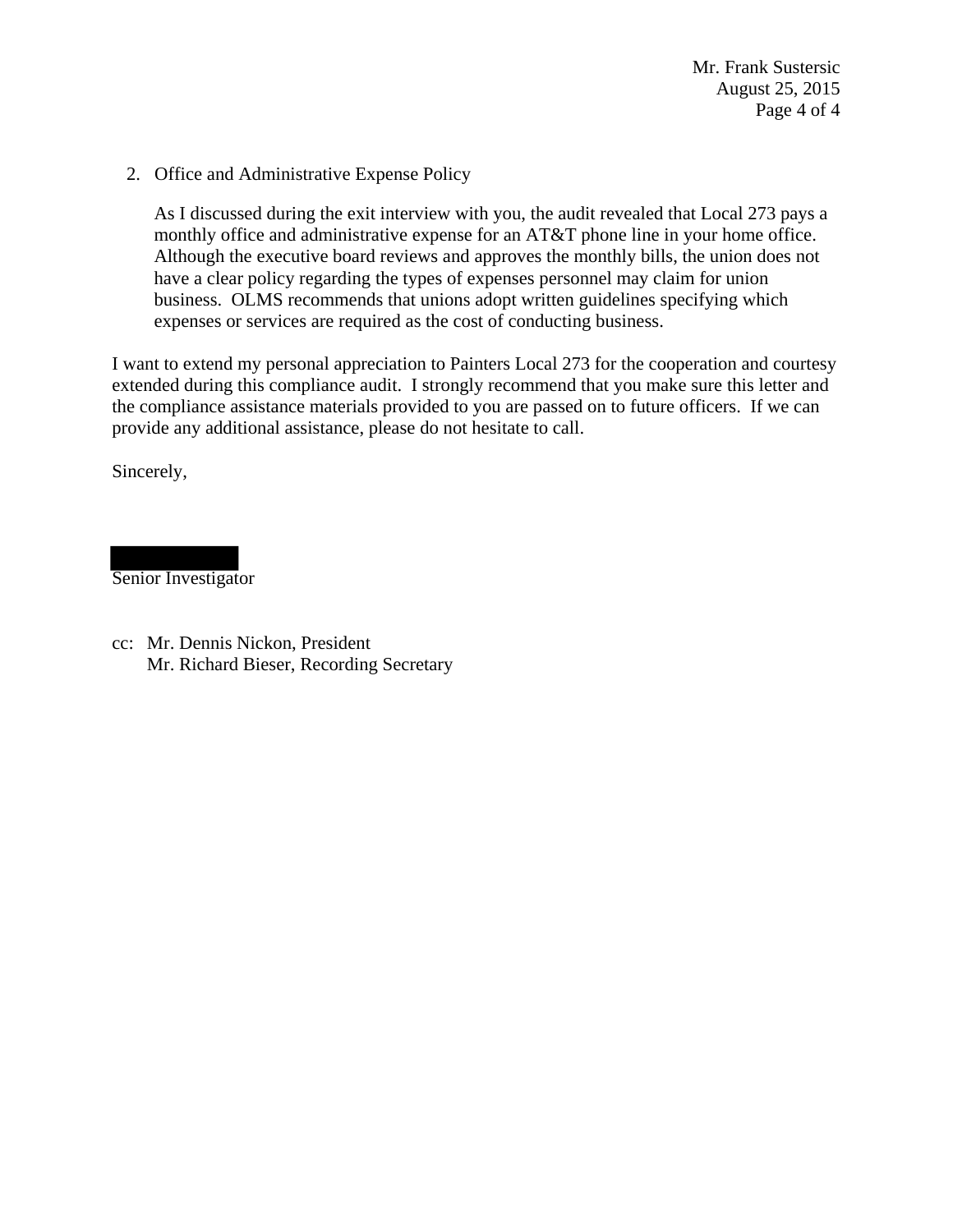2. Office and Administrative Expense Policy

   As I discussed during the exit interview with you, the audit revealed that Local 273 pays a monthly office and administrative expense for an AT&T phone line in your home office. Although the executive board reviews and approves the monthly bills, the union does not have a clear policy regarding the types of expenses personnel may claim for union business. OLMS recommends that unions adopt written guidelines specifying which expenses or services are required as the cost of conducting business.

I want to extend my personal appreciation to Painters Local 273 for the cooperation and courtesy extended during this compliance audit. I strongly recommend that you make sure this letter and the compliance assistance materials provided to you are passed on to future officers. If we can provide any additional assistance, please do not hesitate to call.

Sincerely,

Senior Investigator

cc: Mr. Dennis Nickon, President
    Mr. Richard Bieser, Recording Secretary